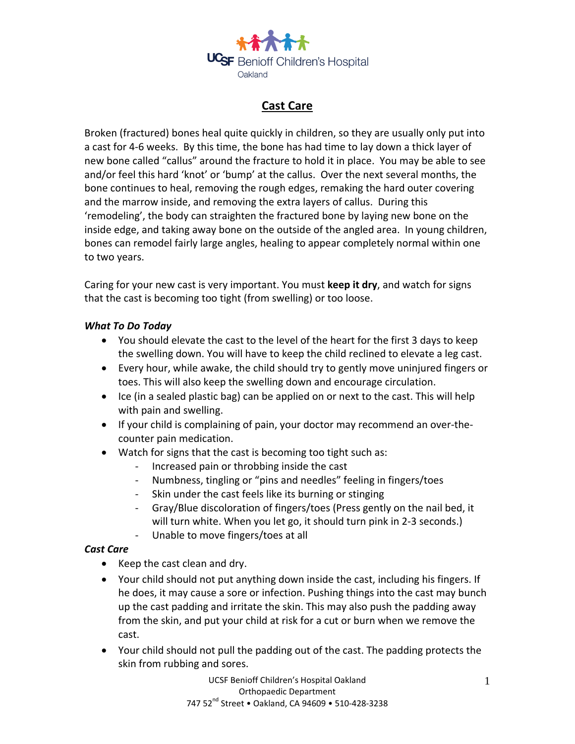UCSF Benioff Children's Hospital Oakland

# Cast Care

Broken (fractured) bones heal quite quickly in children, so they are usually only put into a cast for 4-6 weeks. By this time, the bone has had time to lay down a thick layer of new bone called "callus" around the fracture to hold it in place. You may be able to see and/or feel this hard 'knot' or 'bump' at the callus. Over the next several months, the bone continues to heal, removing the rough edges, remaking the hard outer covering and the marrow inside, and removing the extra layers of callus. During this 'remodeling', the body can straighten the fractured bone by laying new bone on the inside edge, and taking away bone on the outside of the angled area. In young children, bones can remodel fairly large angles, healing to appear completely normal within one to two years.

Caring for your new cast is very important. You must **keep it dry**, and watch for signs that the cast is becoming too tight (from swelling) or too loose.

### *What To Do Today*

- You should elevate the cast to the level of the heart for the first 3 days to keep the swelling down. You will have to keep the child reclined to elevate a leg cast.
- Every hour, while awake, the child should try to gently move uninjured fingers or toes. This will also keep the swelling down and encourage circulation.
- Ice (in a sealed plastic bag) can be applied on or next to the cast. This will help with pain and swelling.
- If your child is complaining of pain, your doctor may recommend an over-the-counter pain medication.
- Watch for signs that the cast is becoming too tight such as:
  - Increased pain or throbbing inside the cast
  - Numbness, tingling or "pins and needles" feeling in fingers/toes
  - Skin under the cast feels like its burning or stinging
  - Gray/Blue discoloration of fingers/toes (Press gently on the nail bed, it will turn white. When you let go, it should turn pink in 2-3 seconds.)
  - Unable to move fingers/toes at all

### *Cast Care*

- Keep the cast clean and dry.
- Your child should not put anything down inside the cast, including his fingers. If he does, it may cause a sore or infection. Pushing things into the cast may bunch up the cast padding and irritate the skin. This may also push the padding away from the skin, and put your child at risk for a cut or burn when we remove the cast.
- Your child should not pull the padding out of the cast. The padding protects the skin from rubbing and sores.

UCSF Benioff Children's Hospital Oakland
Orthopaedic Department
747 52nd Street • Oakland, CA 94609 • 510-428-3238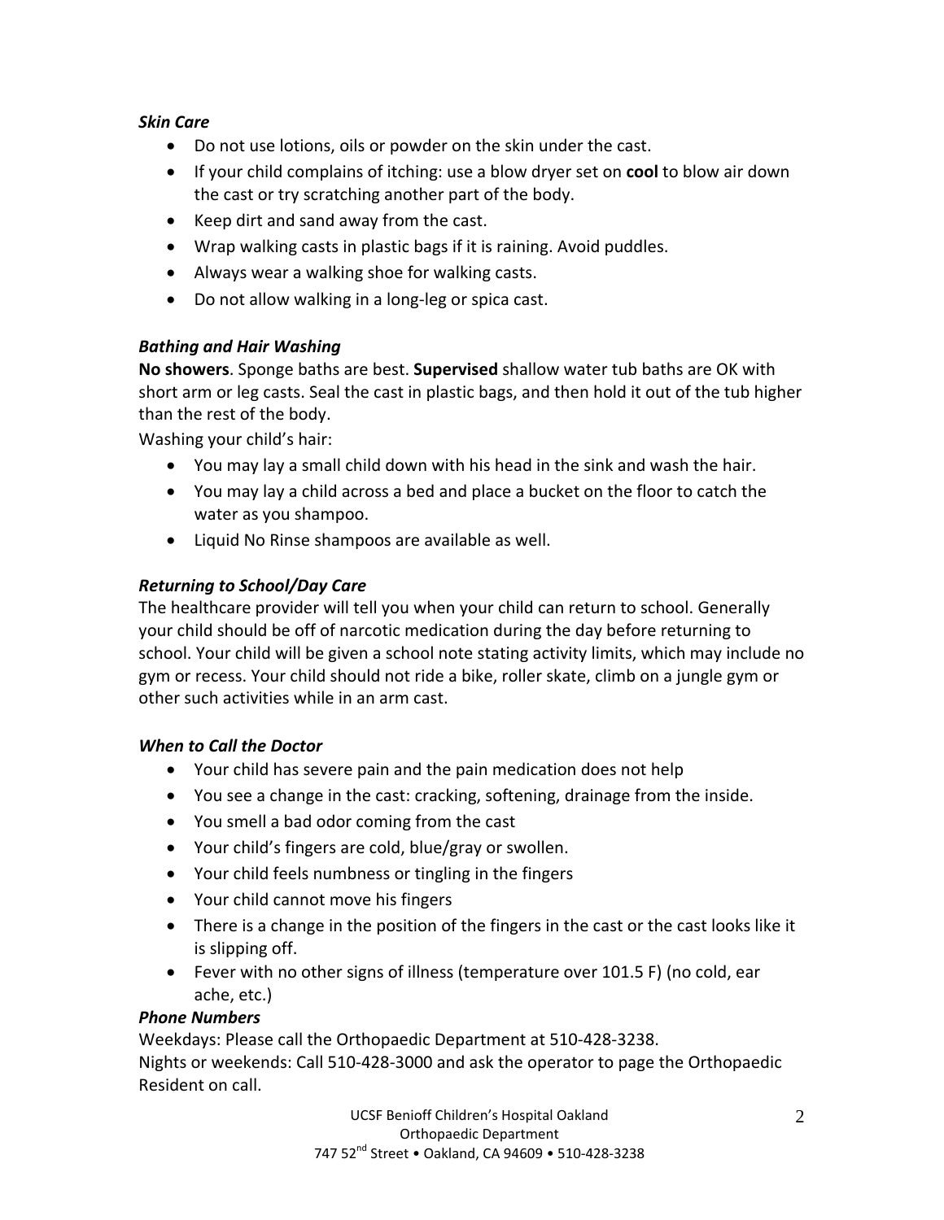### *Skin Care*

- Do not use lotions, oils or powder on the skin under the cast.
- If your child complains of itching: use a blow dryer set on **cool** to blow air down the cast or try scratching another part of the body.
- Keep dirt and sand away from the cast.
- Wrap walking casts in plastic bags if it is raining. Avoid puddles.
- Always wear a walking shoe for walking casts.
- Do not allow walking in a long-leg or spica cast.

### *Bathing and Hair Washing*

**No showers**. Sponge baths are best. **Supervised** shallow water tub baths are OK with short arm or leg casts. Seal the cast in plastic bags, and then hold it out of the tub higher than the rest of the body.

Washing your child's hair:

- You may lay a small child down with his head in the sink and wash the hair.
- You may lay a child across a bed and place a bucket on the floor to catch the water as you shampoo.
- Liquid No Rinse shampoos are available as well.

### *Returning to School/Day Care*

The healthcare provider will tell you when your child can return to school. Generally your child should be off of narcotic medication during the day before returning to school. Your child will be given a school note stating activity limits, which may include no gym or recess. Your child should not ride a bike, roller skate, climb on a jungle gym or other such activities while in an arm cast.

### *When to Call the Doctor*

- Your child has severe pain and the pain medication does not help
- You see a change in the cast: cracking, softening, drainage from the inside.
- You smell a bad odor coming from the cast
- Your child's fingers are cold, blue/gray or swollen.
- Your child feels numbness or tingling in the fingers
- Your child cannot move his fingers
- There is a change in the position of the fingers in the cast or the cast looks like it is slipping off.
- Fever with no other signs of illness (temperature over 101.5 F) (no cold, ear ache, etc.)

### *Phone Numbers*

Weekdays: Please call the Orthopaedic Department at 510-428-3238.
Nights or weekends: Call 510-428-3000 and ask the operator to page the Orthopaedic Resident on call.

UCSF Benioff Children's Hospital Oakland
Orthopaedic Department
747 52nd Street • Oakland, CA 94609 • 510-428-3238